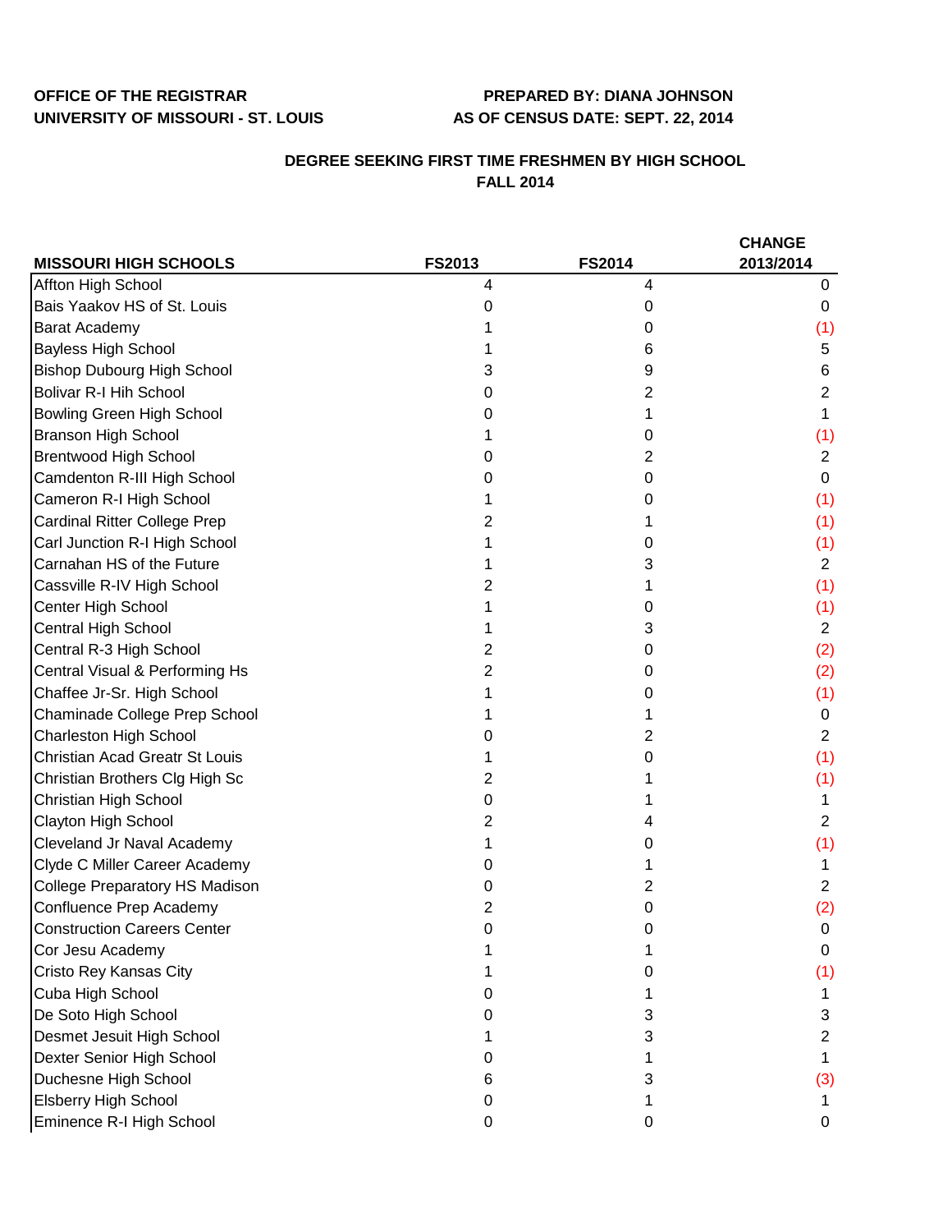**OFFICE OF THE REGISTRAR** **PREPARED BY: DIANA JOHNSON**
**UNIVERSITY OF MISSOURI - ST. LOUIS** **AS OF CENSUS DATE: SEPT. 22, 2014**

## DEGREE SEEKING FIRST TIME FRESHMEN BY HIGH SCHOOL
## FALL 2014

| MISSOURI HIGH SCHOOLS | FS2013 | FS2014 | CHANGE 2013/2014 |
|---|---|---|---|
| Affton High School | 4 | 4 | 0 |
| Bais Yaakov HS of St. Louis | 0 | 0 | 0 |
| Barat Academy | 1 | 0 | (1) |
| Bayless High School | 1 | 6 | 5 |
| Bishop Dubourg High School | 3 | 9 | 6 |
| Bolivar R-I Hih School | 0 | 2 | 2 |
| Bowling Green High School | 0 | 1 | 1 |
| Branson High School | 1 | 0 | (1) |
| Brentwood High School | 0 | 2 | 2 |
| Camdenton R-III High School | 0 | 0 | 0 |
| Cameron R-I High School | 1 | 0 | (1) |
| Cardinal Ritter College Prep | 2 | 1 | (1) |
| Carl Junction R-I High School | 1 | 0 | (1) |
| Carnahan HS of the Future | 1 | 3 | 2 |
| Cassville R-IV High School | 2 | 1 | (1) |
| Center High School | 1 | 0 | (1) |
| Central High School | 1 | 3 | 2 |
| Central R-3 High School | 2 | 0 | (2) |
| Central Visual & Performing Hs | 2 | 0 | (2) |
| Chaffee Jr-Sr. High School | 1 | 0 | (1) |
| Chaminade College Prep School | 1 | 1 | 0 |
| Charleston High School | 0 | 2 | 2 |
| Christian Acad Greatr St Louis | 1 | 0 | (1) |
| Christian Brothers Clg High Sc | 2 | 1 | (1) |
| Christian High School | 0 | 1 | 1 |
| Clayton High School | 2 | 4 | 2 |
| Cleveland Jr Naval Academy | 1 | 0 | (1) |
| Clyde C Miller Career Academy | 0 | 1 | 1 |
| College Preparatory HS Madison | 0 | 2 | 2 |
| Confluence Prep Academy | 2 | 0 | (2) |
| Construction Careers Center | 0 | 0 | 0 |
| Cor Jesu Academy | 1 | 1 | 0 |
| Cristo Rey Kansas City | 1 | 0 | (1) |
| Cuba High School | 0 | 1 | 1 |
| De Soto High School | 0 | 3 | 3 |
| Desmet Jesuit High School | 1 | 3 | 2 |
| Dexter Senior High School | 0 | 1 | 1 |
| Duchesne High School | 6 | 3 | (3) |
| Elsberry High School | 0 | 1 | 1 |
| Eminence R-I High School | 0 | 0 | 0 |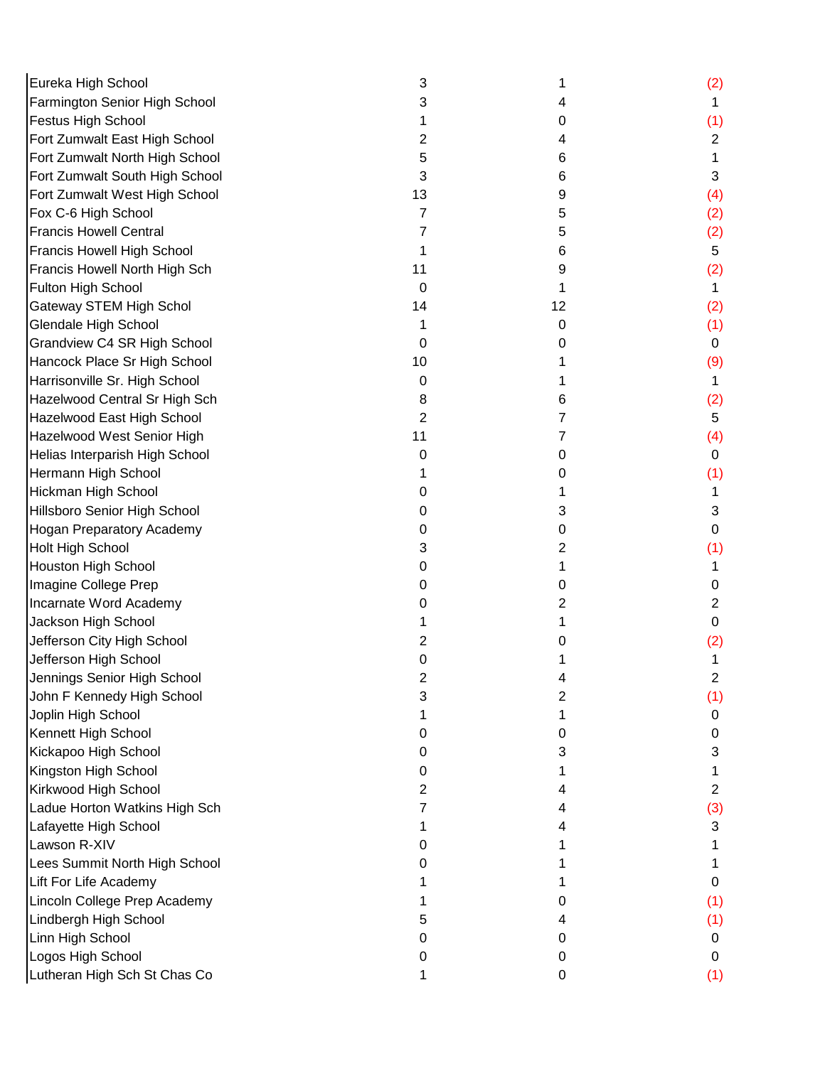| | | | |
|---|---|---|---|
| Eureka High School | 3 | 1 | (2) |
| Farmington Senior High School | 3 | 4 | 1 |
| Festus High School | 1 | 0 | (1) |
| Fort Zumwalt East High School | 2 | 4 | 2 |
| Fort Zumwalt North High School | 5 | 6 | 1 |
| Fort Zumwalt South High School | 3 | 6 | 3 |
| Fort Zumwalt West High School | 13 | 9 | (4) |
| Fox C-6 High School | 7 | 5 | (2) |
| Francis Howell Central | 7 | 5 | (2) |
| Francis Howell High School | 1 | 6 | 5 |
| Francis Howell North High Sch | 11 | 9 | (2) |
| Fulton High School | 0 | 1 | 1 |
| Gateway STEM High Schol | 14 | 12 | (2) |
| Glendale High School | 1 | 0 | (1) |
| Grandview C4 SR High School | 0 | 0 | 0 |
| Hancock Place Sr High School | 10 | 1 | (9) |
| Harrisonville Sr. High School | 0 | 1 | 1 |
| Hazelwood Central Sr High Sch | 8 | 6 | (2) |
| Hazelwood East High School | 2 | 7 | 5 |
| Hazelwood West Senior High | 11 | 7 | (4) |
| Helias Interparish High School | 0 | 0 | 0 |
| Hermann High School | 1 | 0 | (1) |
| Hickman High School | 0 | 1 | 1 |
| Hillsboro Senior High School | 0 | 3 | 3 |
| Hogan Preparatory Academy | 0 | 0 | 0 |
| Holt High School | 3 | 2 | (1) |
| Houston High School | 0 | 1 | 1 |
| Imagine College Prep | 0 | 0 | 0 |
| Incarnate Word Academy | 0 | 2 | 2 |
| Jackson High School | 1 | 1 | 0 |
| Jefferson City High School | 2 | 0 | (2) |
| Jefferson High School | 0 | 1 | 1 |
| Jennings Senior High School | 2 | 4 | 2 |
| John F Kennedy High School | 3 | 2 | (1) |
| Joplin High School | 1 | 1 | 0 |
| Kennett High School | 0 | 0 | 0 |
| Kickapoo High School | 0 | 3 | 3 |
| Kingston High School | 0 | 1 | 1 |
| Kirkwood High School | 2 | 4 | 2 |
| Ladue Horton Watkins High Sch | 7 | 4 | (3) |
| Lafayette High School | 1 | 4 | 3 |
| Lawson R-XIV | 0 | 1 | 1 |
| Lees Summit North High School | 0 | 1 | 1 |
| Lift For Life Academy | 1 | 1 | 0 |
| Lincoln College Prep Academy | 1 | 0 | (1) |
| Lindbergh High School | 5 | 4 | (1) |
| Linn High School | 0 | 0 | 0 |
| Logos High School | 0 | 0 | 0 |
| Lutheran High Sch St Chas Co | 1 | 0 | (1) |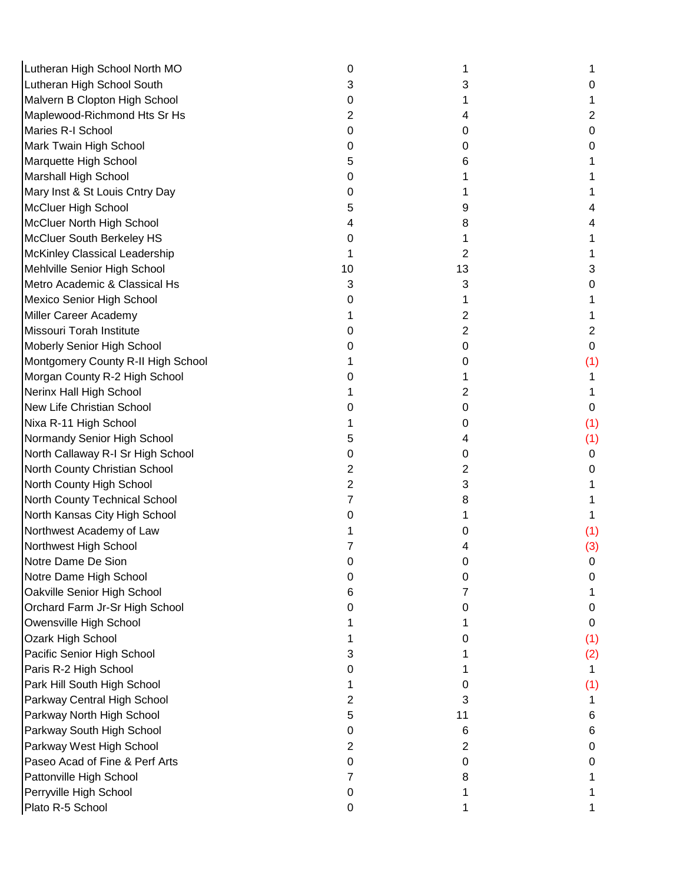| | | | |
|---|---|---|---|
| Lutheran High School North MO | 0 | 1 | 1 |
| Lutheran High School South | 3 | 3 | 0 |
| Malvern B Clopton High School | 0 | 1 | 1 |
| Maplewood-Richmond Hts Sr Hs | 2 | 4 | 2 |
| Maries R-I School | 0 | 0 | 0 |
| Mark Twain High School | 0 | 0 | 0 |
| Marquette High School | 5 | 6 | 1 |
| Marshall High School | 0 | 1 | 1 |
| Mary Inst & St Louis Cntry Day | 0 | 1 | 1 |
| McCluer High School | 5 | 9 | 4 |
| McCluer North High School | 4 | 8 | 4 |
| McCluer South Berkeley HS | 0 | 1 | 1 |
| McKinley Classical Leadership | 1 | 2 | 1 |
| Mehlville Senior High School | 10 | 13 | 3 |
| Metro Academic & Classical Hs | 3 | 3 | 0 |
| Mexico Senior High School | 0 | 1 | 1 |
| Miller Career Academy | 1 | 2 | 1 |
| Missouri Torah Institute | 0 | 2 | 2 |
| Moberly Senior High School | 0 | 0 | 0 |
| Montgomery County R-II High School | 1 | 0 | (1) |
| Morgan County R-2 High School | 0 | 1 | 1 |
| Nerinx Hall High School | 1 | 2 | 1 |
| New Life Christian School | 0 | 0 | 0 |
| Nixa R-11 High School | 1 | 0 | (1) |
| Normandy Senior High School | 5 | 4 | (1) |
| North Callaway R-I Sr High School | 0 | 0 | 0 |
| North County Christian School | 2 | 2 | 0 |
| North County High School | 2 | 3 | 1 |
| North County Technical School | 7 | 8 | 1 |
| North Kansas City High School | 0 | 1 | 1 |
| Northwest Academy of Law | 1 | 0 | (1) |
| Northwest High School | 7 | 4 | (3) |
| Notre Dame De Sion | 0 | 0 | 0 |
| Notre Dame High School | 0 | 0 | 0 |
| Oakville Senior High School | 6 | 7 | 1 |
| Orchard Farm Jr-Sr High School | 0 | 0 | 0 |
| Owensville High School | 1 | 1 | 0 |
| Ozark High School | 1 | 0 | (1) |
| Pacific Senior High School | 3 | 1 | (2) |
| Paris R-2 High School | 0 | 1 | 1 |
| Park Hill South High School | 1 | 0 | (1) |
| Parkway Central High School | 2 | 3 | 1 |
| Parkway North High School | 5 | 11 | 6 |
| Parkway South High School | 0 | 6 | 6 |
| Parkway West High School | 2 | 2 | 0 |
| Paseo Acad of Fine & Perf Arts | 0 | 0 | 0 |
| Pattonville High School | 7 | 8 | 1 |
| Perryville High School | 0 | 1 | 1 |
| Plato R-5 School | 0 | 1 | 1 |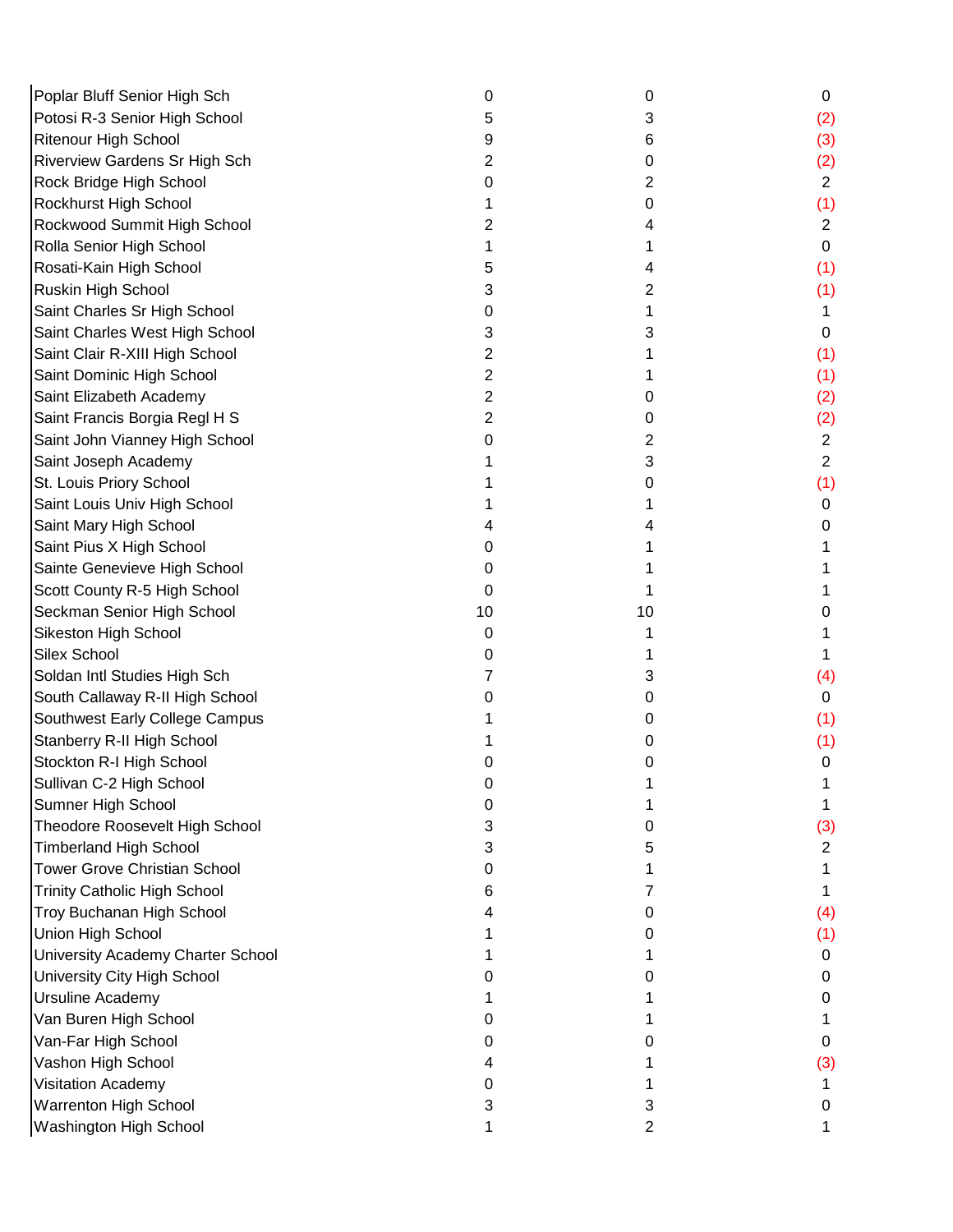| | | | |
|---|---|---|---|
| Poplar Bluff Senior High Sch | 0 | 0 | 0 |
| Potosi R-3 Senior High School | 5 | 3 | (2) |
| Ritenour High School | 9 | 6 | (3) |
| Riverview Gardens Sr High Sch | 2 | 0 | (2) |
| Rock Bridge High School | 0 | 2 | 2 |
| Rockhurst High School | 1 | 0 | (1) |
| Rockwood Summit High School | 2 | 4 | 2 |
| Rolla Senior High School | 1 | 1 | 0 |
| Rosati-Kain High School | 5 | 4 | (1) |
| Ruskin High School | 3 | 2 | (1) |
| Saint Charles Sr High School | 0 | 1 | 1 |
| Saint Charles West High School | 3 | 3 | 0 |
| Saint Clair R-XIII High School | 2 | 1 | (1) |
| Saint Dominic High School | 2 | 1 | (1) |
| Saint Elizabeth Academy | 2 | 0 | (2) |
| Saint Francis Borgia Regl H S | 2 | 0 | (2) |
| Saint John Vianney High School | 0 | 2 | 2 |
| Saint Joseph Academy | 1 | 3 | 2 |
| St. Louis Priory School | 1 | 0 | (1) |
| Saint Louis Univ High School | 1 | 1 | 0 |
| Saint Mary High School | 4 | 4 | 0 |
| Saint Pius X High School | 0 | 1 | 1 |
| Sainte Genevieve High School | 0 | 1 | 1 |
| Scott County R-5 High School | 0 | 1 | 1 |
| Seckman Senior High School | 10 | 10 | 0 |
| Sikeston High School | 0 | 1 | 1 |
| Silex School | 0 | 1 | 1 |
| Soldan Intl Studies High Sch | 7 | 3 | (4) |
| South Callaway R-II High School | 0 | 0 | 0 |
| Southwest Early College Campus | 1 | 0 | (1) |
| Stanberry R-II High School | 1 | 0 | (1) |
| Stockton R-I High School | 0 | 0 | 0 |
| Sullivan C-2 High School | 0 | 1 | 1 |
| Sumner High School | 0 | 1 | 1 |
| Theodore Roosevelt High School | 3 | 0 | (3) |
| Timberland High School | 3 | 5 | 2 |
| Tower Grove Christian School | 0 | 1 | 1 |
| Trinity Catholic High School | 6 | 7 | 1 |
| Troy Buchanan High School | 4 | 0 | (4) |
| Union High School | 1 | 0 | (1) |
| University Academy Charter School | 1 | 1 | 0 |
| University City High School | 0 | 0 | 0 |
| Ursuline Academy | 1 | 1 | 0 |
| Van Buren High School | 0 | 1 | 1 |
| Van-Far High School | 0 | 0 | 0 |
| Vashon High School | 4 | 1 | (3) |
| Visitation Academy | 0 | 1 | 1 |
| Warrenton High School | 3 | 3 | 0 |
| Washington High School | 1 | 2 | 1 |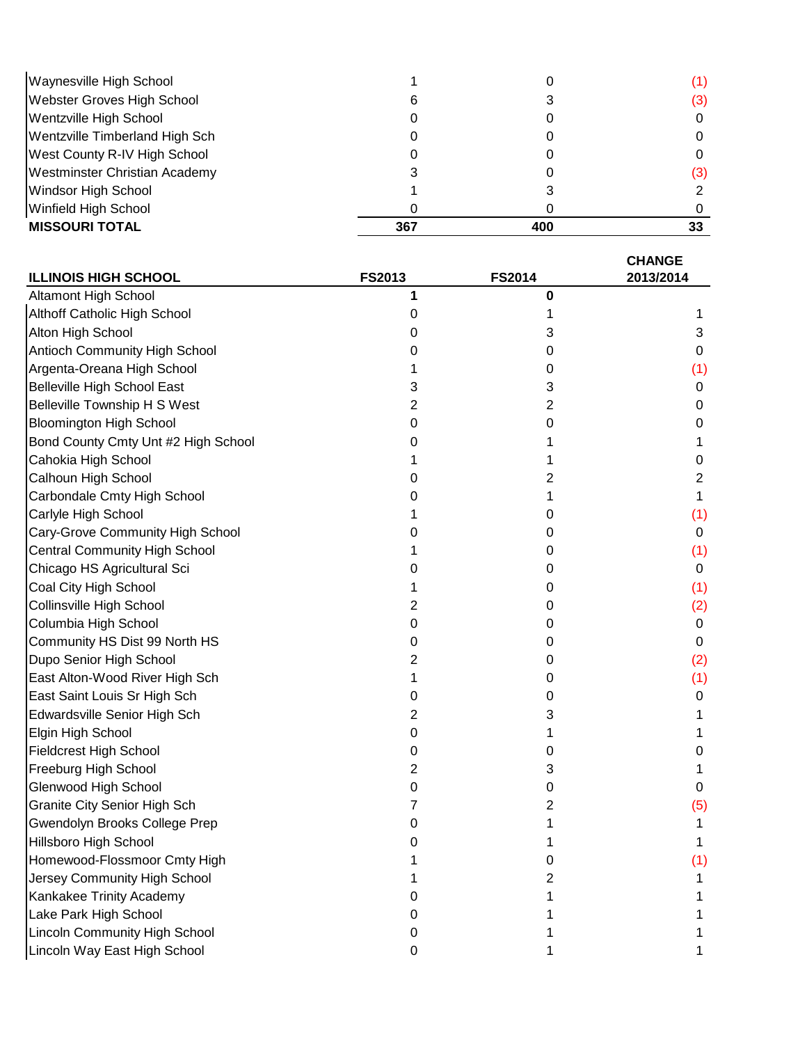| | | | |
|---|---|---|---|
| Waynesville High School | 1 | 0 | (1) |
| Webster Groves High School | 6 | 3 | (3) |
| Wentzville High School | 0 | 0 | 0 |
| Wentzville Timberland High Sch | 0 | 0 | 0 |
| West County R-IV High School | 0 | 0 | 0 |
| Westminster Christian Academy | 3 | 0 | (3) |
| Windsor High School | 1 | 3 | 2 |
| Winfield High School | 0 | 0 | 0 |
| **MISSOURI TOTAL** | **367** | **400** | **33** |

| ILLINOIS HIGH SCHOOL | FS2013 | FS2014 | CHANGE 2013/2014 |
|---|---|---|---|
| Altamont High School | **1** | **0** | |
| Althoff Catholic High School | 0 | 1 | 1 |
| Alton High School | 0 | 3 | 3 |
| Antioch Community High School | 0 | 0 | 0 |
| Argenta-Oreana High School | 1 | 0 | (1) |
| Belleville High School East | 3 | 3 | 0 |
| Belleville Township H S West | 2 | 2 | 0 |
| Bloomington High School | 0 | 0 | 0 |
| Bond County Cmty Unt #2 High School | 0 | 1 | 1 |
| Cahokia High School | 1 | 1 | 0 |
| Calhoun High School | 0 | 2 | 2 |
| Carbondale Cmty High School | 0 | 1 | 1 |
| Carlyle High School | 1 | 0 | (1) |
| Cary-Grove Community High School | 0 | 0 | 0 |
| Central Community High School | 1 | 0 | (1) |
| Chicago HS Agricultural Sci | 0 | 0 | 0 |
| Coal City High School | 1 | 0 | (1) |
| Collinsville High School | 2 | 0 | (2) |
| Columbia High School | 0 | 0 | 0 |
| Community HS Dist 99 North HS | 0 | 0 | 0 |
| Dupo Senior High School | 2 | 0 | (2) |
| East Alton-Wood River High Sch | 1 | 0 | (1) |
| East Saint Louis Sr High Sch | 0 | 0 | 0 |
| Edwardsville Senior High Sch | 2 | 3 | 1 |
| Elgin High School | 0 | 1 | 1 |
| Fieldcrest High School | 0 | 0 | 0 |
| Freeburg High School | 2 | 3 | 1 |
| Glenwood High School | 0 | 0 | 0 |
| Granite City Senior High Sch | 7 | 2 | (5) |
| Gwendolyn Brooks College Prep | 0 | 1 | 1 |
| Hillsboro High School | 0 | 1 | 1 |
| Homewood-Flossmoor Cmty High | 1 | 0 | (1) |
| Jersey Community High School | 1 | 2 | 1 |
| Kankakee Trinity Academy | 0 | 1 | 1 |
| Lake Park High School | 0 | 1 | 1 |
| Lincoln Community High School | 0 | 1 | 1 |
| Lincoln Way East High School | 0 | 1 | 1 |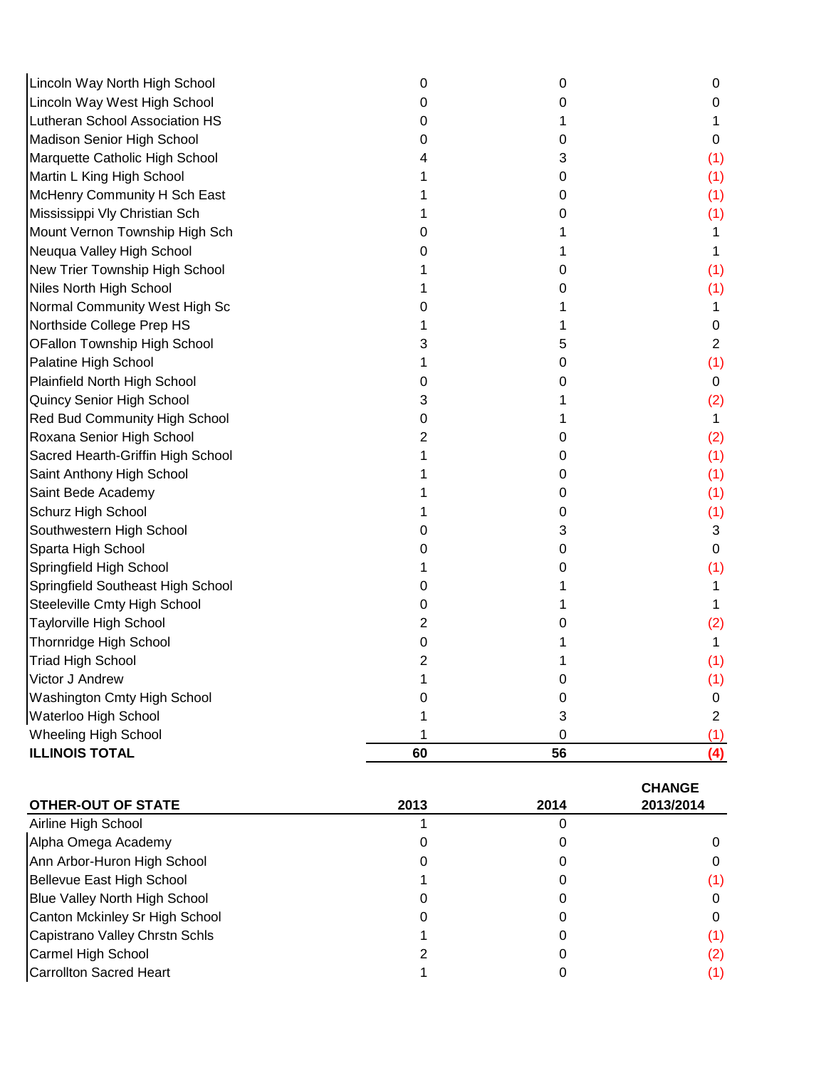| | | | |
|---|---|---|---|
| Lincoln Way North High School | 0 | 0 | 0 |
| Lincoln Way West High School | 0 | 0 | 0 |
| Lutheran School Association HS | 0 | 1 | 1 |
| Madison Senior High School | 0 | 0 | 0 |
| Marquette Catholic High School | 4 | 3 | (1) |
| Martin L King High School | 1 | 0 | (1) |
| McHenry Community H Sch East | 1 | 0 | (1) |
| Mississippi Vly Christian Sch | 1 | 0 | (1) |
| Mount Vernon Township High Sch | 0 | 1 | 1 |
| Neuqua Valley High School | 0 | 1 | 1 |
| New Trier Township High School | 1 | 0 | (1) |
| Niles North High School | 1 | 0 | (1) |
| Normal Community West High Sc | 0 | 1 | 1 |
| Northside College Prep HS | 1 | 1 | 0 |
| OFallon Township High School | 3 | 5 | 2 |
| Palatine High School | 1 | 0 | (1) |
| Plainfield North High School | 0 | 0 | 0 |
| Quincy Senior High School | 3 | 1 | (2) |
| Red Bud Community High School | 0 | 1 | 1 |
| Roxana Senior High School | 2 | 0 | (2) |
| Sacred Hearth-Griffin High School | 1 | 0 | (1) |
| Saint Anthony High School | 1 | 0 | (1) |
| Saint Bede Academy | 1 | 0 | (1) |
| Schurz High School | 1 | 0 | (1) |
| Southwestern High School | 0 | 3 | 3 |
| Sparta High School | 0 | 0 | 0 |
| Springfield High School | 1 | 0 | (1) |
| Springfield Southeast High School | 0 | 1 | 1 |
| Steeleville Cmty High School | 0 | 1 | 1 |
| Taylorville High School | 2 | 0 | (2) |
| Thornridge High School | 0 | 1 | 1 |
| Triad High School | 2 | 1 | (1) |
| Victor J Andrew | 1 | 0 | (1) |
| Washington Cmty High School | 0 | 0 | 0 |
| Waterloo High School | 1 | 3 | 2 |
| Wheeling High School | 1 | 0 | (1) |
| **ILLINOIS TOTAL** | **60** | **56** | **(4)** |

| OTHER-OUT OF STATE | 2013 | 2014 | CHANGE 2013/2014 |
|---|---|---|---|
| Airline High School | 1 | 0 | |
| Alpha Omega Academy | 0 | 0 | 0 |
| Ann Arbor-Huron High School | 0 | 0 | 0 |
| Bellevue East High School | 1 | 0 | (1) |
| Blue Valley North High School | 0 | 0 | 0 |
| Canton Mckinley Sr High School | 0 | 0 | 0 |
| Capistrano Valley Chrstn Schls | 1 | 0 | (1) |
| Carmel High School | 2 | 0 | (2) |
| Carrollton Sacred Heart | 1 | 0 | (1) |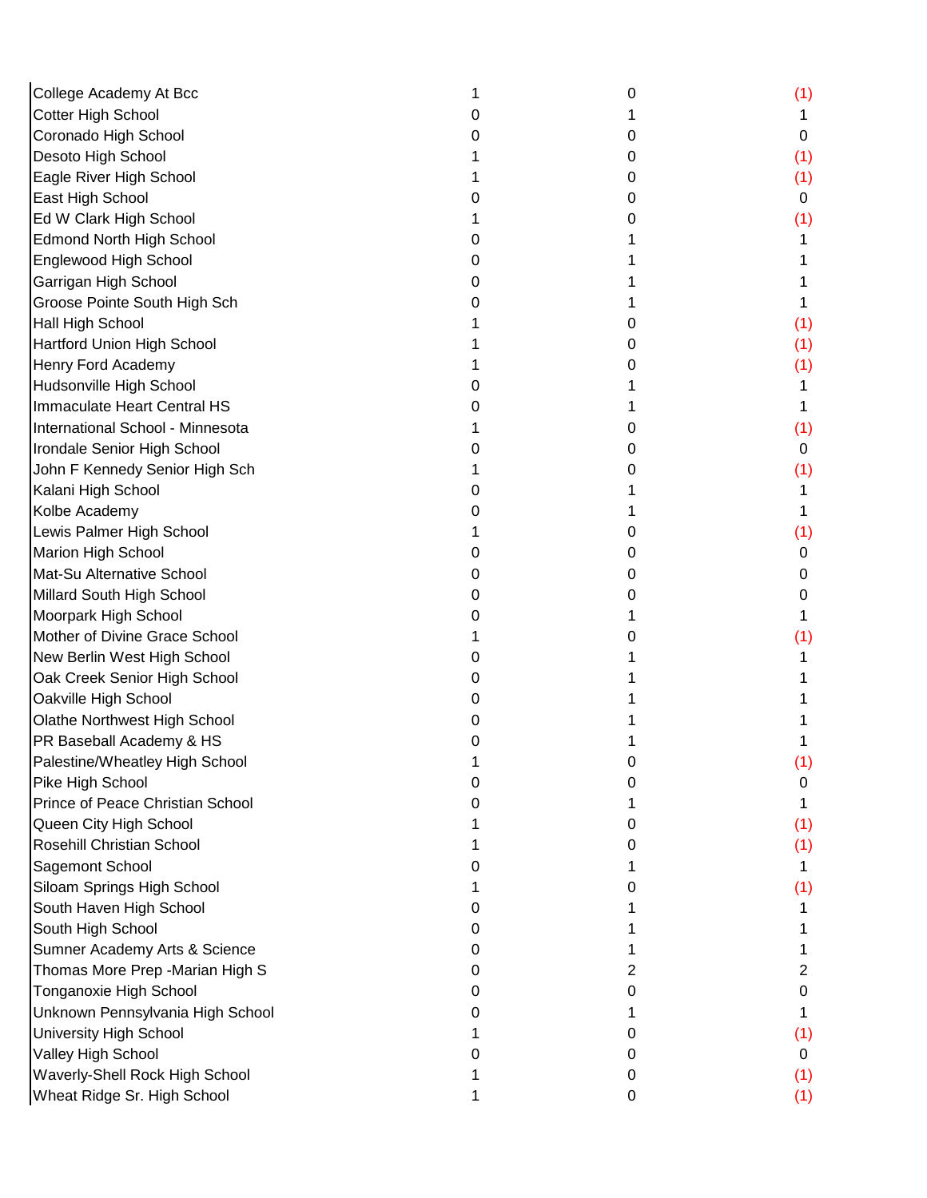| | | | |
|---|---|---|---|
| College Academy At Bcc | 1 | 0 | (1) |
| Cotter High School | 0 | 1 | 1 |
| Coronado High School | 0 | 0 | 0 |
| Desoto High School | 1 | 0 | (1) |
| Eagle River High School | 1 | 0 | (1) |
| East High School | 0 | 0 | 0 |
| Ed W Clark High School | 1 | 0 | (1) |
| Edmond North High School | 0 | 1 | 1 |
| Englewood High School | 0 | 1 | 1 |
| Garrigan High School | 0 | 1 | 1 |
| Groose Pointe South High Sch | 0 | 1 | 1 |
| Hall High School | 1 | 0 | (1) |
| Hartford Union High School | 1 | 0 | (1) |
| Henry Ford Academy | 1 | 0 | (1) |
| Hudsonville High School | 0 | 1 | 1 |
| Immaculate Heart Central HS | 0 | 1 | 1 |
| International School - Minnesota | 1 | 0 | (1) |
| Irondale Senior High School | 0 | 0 | 0 |
| John F Kennedy Senior High Sch | 1 | 0 | (1) |
| Kalani High School | 0 | 1 | 1 |
| Kolbe Academy | 0 | 1 | 1 |
| Lewis Palmer High School | 1 | 0 | (1) |
| Marion High School | 0 | 0 | 0 |
| Mat-Su Alternative School | 0 | 0 | 0 |
| Millard South High School | 0 | 0 | 0 |
| Moorpark High School | 0 | 1 | 1 |
| Mother of Divine Grace School | 1 | 0 | (1) |
| New Berlin West High School | 0 | 1 | 1 |
| Oak Creek Senior High School | 0 | 1 | 1 |
| Oakville High School | 0 | 1 | 1 |
| Olathe Northwest High School | 0 | 1 | 1 |
| PR Baseball Academy & HS | 0 | 1 | 1 |
| Palestine/Wheatley High School | 1 | 0 | (1) |
| Pike High School | 0 | 0 | 0 |
| Prince of Peace Christian School | 0 | 1 | 1 |
| Queen City High School | 1 | 0 | (1) |
| Rosehill Christian School | 1 | 0 | (1) |
| Sagemont School | 0 | 1 | 1 |
| Siloam Springs High School | 1 | 0 | (1) |
| South Haven High School | 0 | 1 | 1 |
| South High School | 0 | 1 | 1 |
| Sumner Academy Arts & Science | 0 | 1 | 1 |
| Thomas More Prep -Marian High S | 0 | 2 | 2 |
| Tonganoxie High School | 0 | 0 | 0 |
| Unknown Pennsylvania High School | 0 | 1 | 1 |
| University High School | 1 | 0 | (1) |
| Valley High School | 0 | 0 | 0 |
| Waverly-Shell Rock High School | 1 | 0 | (1) |
| Wheat Ridge Sr. High School | 1 | 0 | (1) |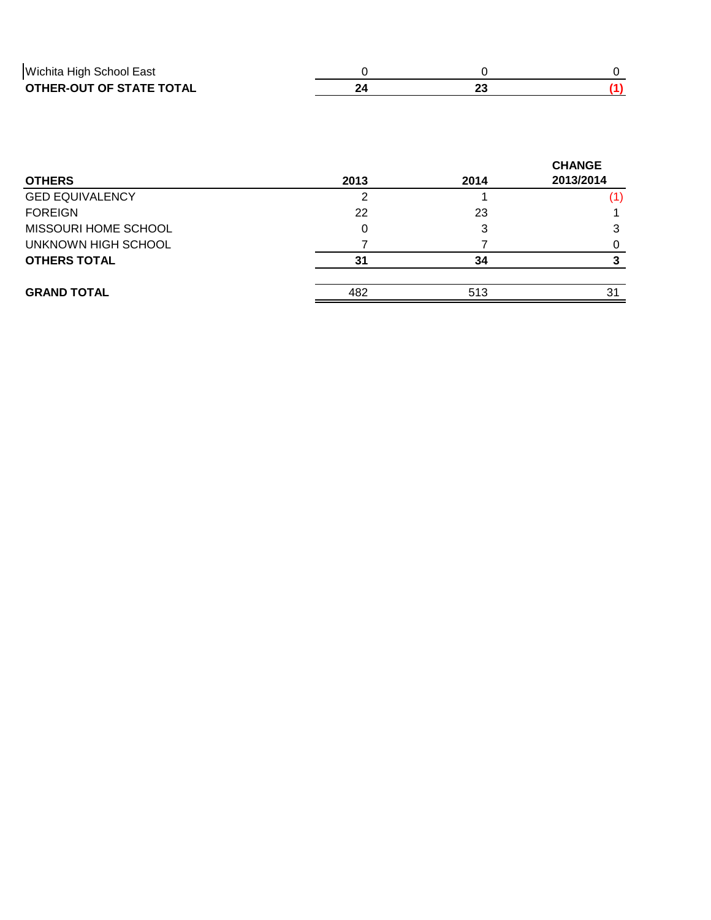| | | | |
|---|---|---|---|
| Wichita High School East | 0 | 0 | 0 |
| **OTHER-OUT OF STATE TOTAL** | **24** | **23** | **(1)** |

| **OTHERS** | **2013** | **2014** | **CHANGE 2013/2014** |
|---|---|---|---|
| GED EQUIVALENCY | 2 | 1 | (1) |
| FOREIGN | 22 | 23 | 1 |
| MISSOURI HOME SCHOOL | 0 | 3 | 3 |
| UNKNOWN HIGH SCHOOL | 7 | 7 | 0 |
| **OTHERS TOTAL** | **31** | **34** | **3** |
| | | | |
| **GRAND TOTAL** | 482 | 513 | 31 |